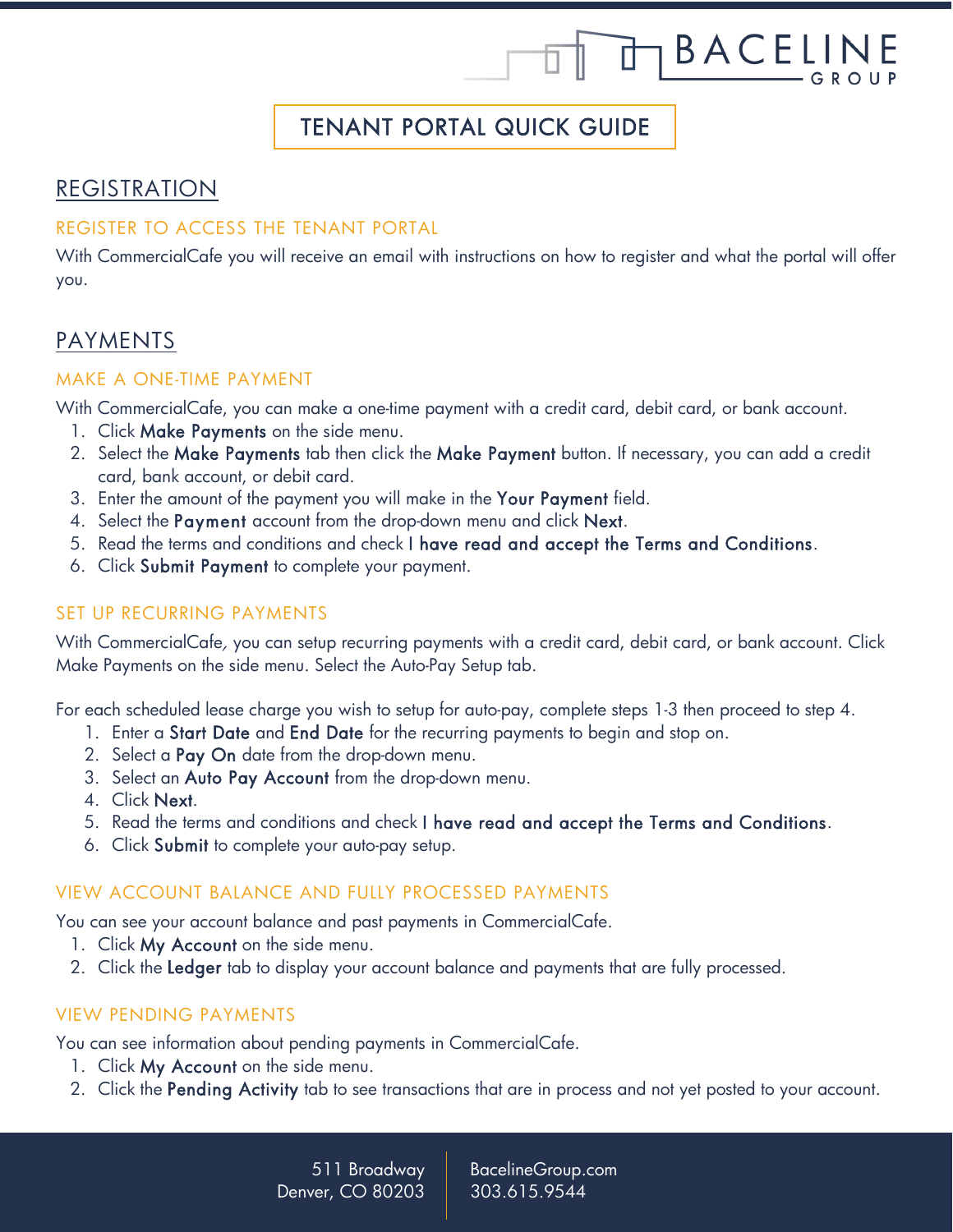# TENANT PORTAL QUICK GUIDE

## REGISTRATION

### REGISTER TO ACCESS THE TENANT PORTAL

With CommercialCafe you will receive an email with instructions on how to register and what the portal will offer you.

## PAYMENTS

### MAKE A ONE-TIME PAYMENT

With CommercialCafe, you can make a one-time payment with a credit card, debit card, or bank account.

1. Click **Make Payments** on the side menu.
2. Select the **Make Payments** tab then click the **Make Payment** button. If necessary, you can add a credit card, bank account, or debit card.
3. Enter the amount of the payment you will make in the **Your Payment** field.
4. Select the **Payment** account from the drop-down menu and click **Next**.
5. Read the terms and conditions and check **I have read and accept the Terms and Conditions**.
6. Click **Submit Payment** to complete your payment.

### SET UP RECURRING PAYMENTS

With CommercialCafe, you can setup recurring payments with a credit card, debit card, or bank account. Click Make Payments on the side menu. Select the Auto-Pay Setup tab.

For each scheduled lease charge you wish to setup for auto-pay, complete steps 1-3 then proceed to step 4.

1. Enter a **Start Date** and **End Date** for the recurring payments to begin and stop on.
2. Select a **Pay On** date from the drop-down menu.
3. Select an **Auto Pay Account** from the drop-down menu.
4. Click **Next**.
5. Read the terms and conditions and check **I have read and accept the Terms and Conditions**.
6. Click **Submit** to complete your auto-pay setup.

### VIEW ACCOUNT BALANCE AND FULLY PROCESSED PAYMENTS

You can see your account balance and past payments in CommercialCafe.

1. Click **My Account** on the side menu.
2. Click the **Ledger** tab to display your account balance and payments that are fully processed.

### VIEW PENDING PAYMENTS

You can see information about pending payments in CommercialCafe.

1. Click **My Account** on the side menu.
2. Click the **Pending Activity** tab to see transactions that are in process and not yet posted to your account.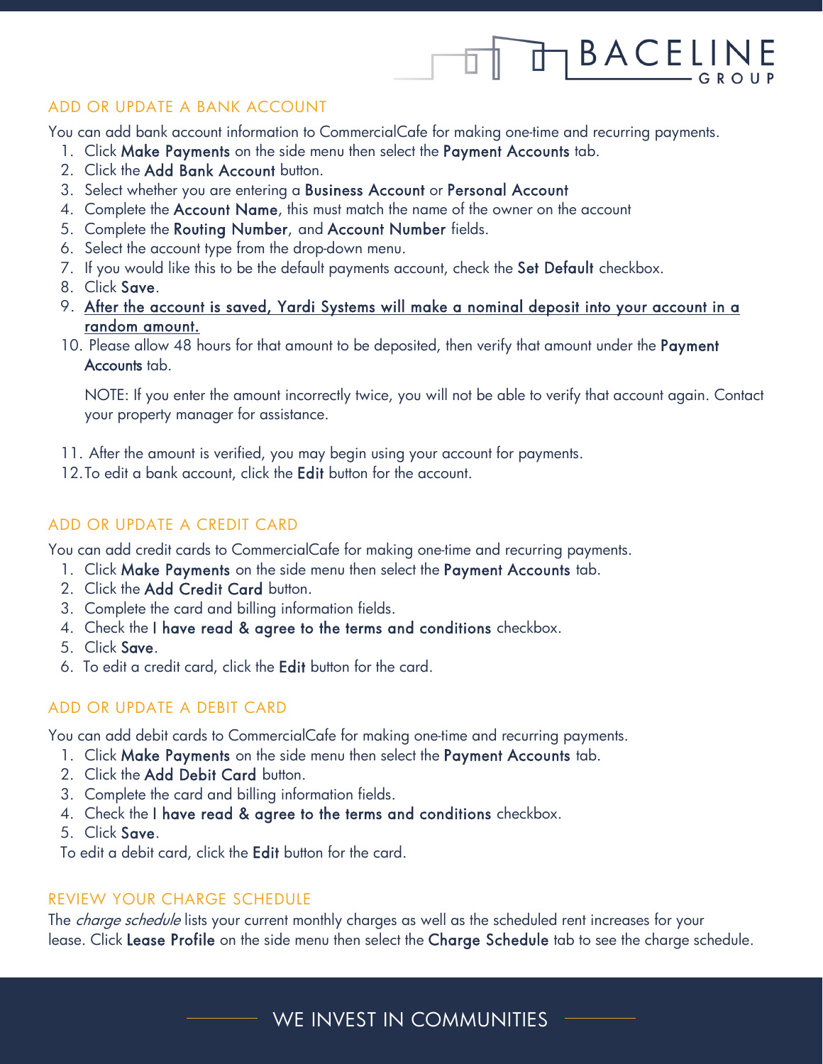## ADD OR UPDATE A BANK ACCOUNT

You can add bank account information to CommercialCafe for making one-time and recurring payments.

1. Click **Make Payments** on the side menu then select the **Payment Accounts** tab.
2. Click the **Add Bank Account** button.
3. Select whether you are entering a **Business Account** or **Personal Account**
4. Complete the **Account Name**, this must match the name of the owner on the account
5. Complete the **Routing Number**, and **Account Number** fields.
6. Select the account type from the drop-down menu.
7. If you would like this to be the default payments account, check the **Set Default** checkbox.
8. Click **Save**.
9. <u>After the account is saved, Yardi Systems will make a nominal deposit into your account in a random amount.</u>
10. Please allow 48 hours for that amount to be deposited, then verify that amount under the **Payment Accounts** tab.

    NOTE: If you enter the amount incorrectly twice, you will not be able to verify that account again. Contact your property manager for assistance.

11. After the amount is verified, you may begin using your account for payments.
12. To edit a bank account, click the **Edit** button for the account.

## ADD OR UPDATE A CREDIT CARD

You can add credit cards to CommercialCafe for making one-time and recurring payments.

1. Click **Make Payments** on the side menu then select the **Payment Accounts** tab.
2. Click the **Add Credit Card** button.
3. Complete the card and billing information fields.
4. Check the **I have read & agree to the terms and conditions** checkbox.
5. Click **Save**.
6. To edit a credit card, click the **Edit** button for the card.

## ADD OR UPDATE A DEBIT CARD

You can add debit cards to CommercialCafe for making one-time and recurring payments.

1. Click **Make Payments** on the side menu then select the **Payment Accounts** tab.
2. Click the **Add Debit Card** button.
3. Complete the card and billing information fields.
4. Check the **I have read & agree to the terms and conditions** checkbox.
5. Click **Save**.

To edit a debit card, click the **Edit** button for the card.

## REVIEW YOUR CHARGE SCHEDULE

The *charge schedule* lists your current monthly charges as well as the scheduled rent increases for your lease. Click **Lease Profile** on the side menu then select the **Charge Schedule** tab to see the charge schedule.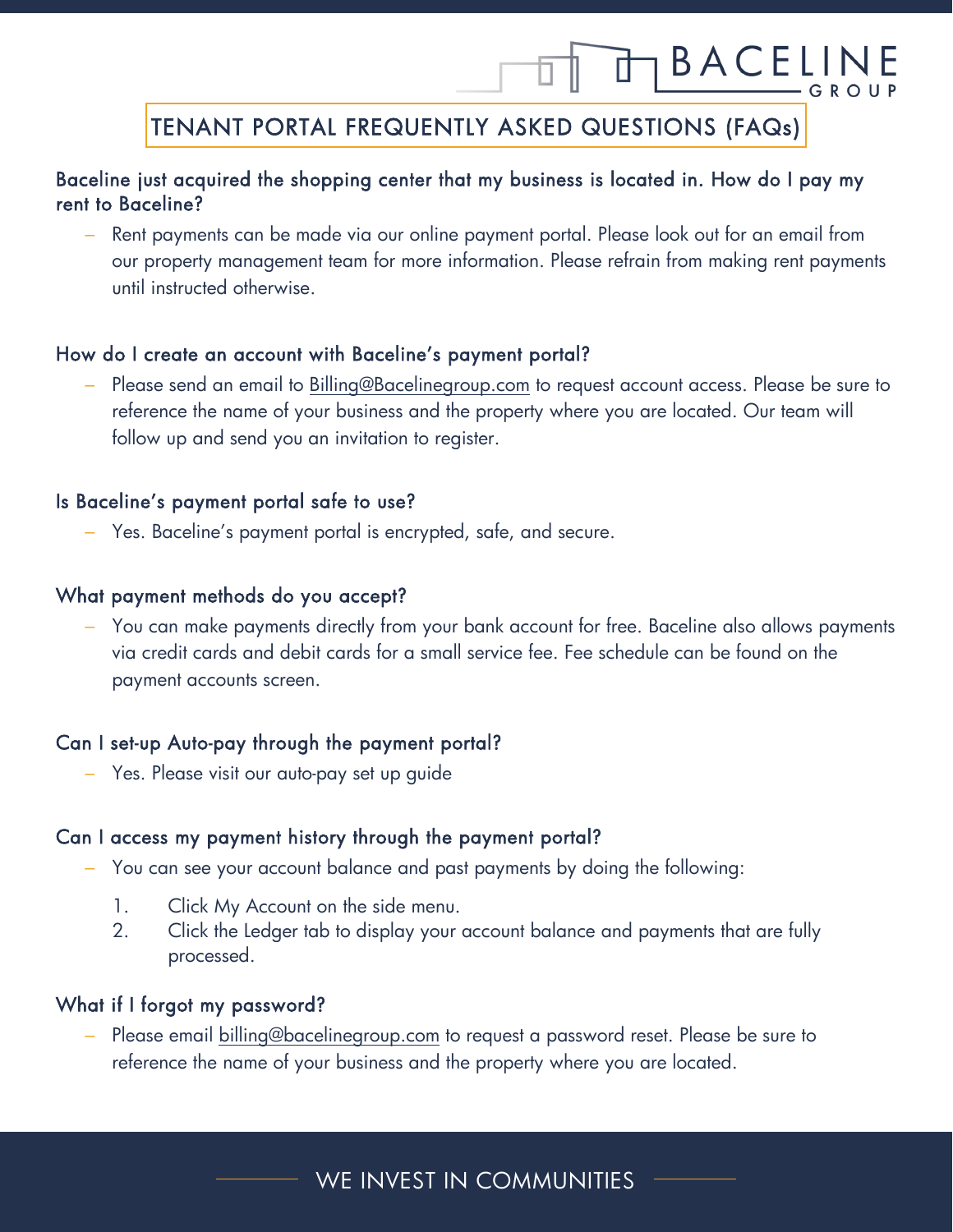# TENANT PORTAL FREQUENTLY ASKED QUESTIONS (FAQs)

### Baceline just acquired the shopping center that my business is located in. How do I pay my rent to Baceline?

- Rent payments can be made via our online payment portal. Please look out for an email from our property management team for more information. Please refrain from making rent payments until instructed otherwise.

### How do I create an account with Baceline's payment portal?

- Please send an email to Billing@Bacelinegroup.com to request account access. Please be sure to reference the name of your business and the property where you are located. Our team will follow up and send you an invitation to register.

### Is Baceline's payment portal safe to use?

- Yes. Baceline's payment portal is encrypted, safe, and secure.

### What payment methods do you accept?

- You can make payments directly from your bank account for free. Baceline also allows payments via credit cards and debit cards for a small service fee. Fee schedule can be found on the payment accounts screen.

### Can I set-up Auto-pay through the payment portal?

- Yes. Please visit our auto-pay set up guide

### Can I access my payment history through the payment portal?

- You can see your account balance and past payments by doing the following:
  1. Click My Account on the side menu.
  2. Click the Ledger tab to display your account balance and payments that are fully processed.

### What if I forgot my password?

- Please email billing@bacelinegroup.com to request a password reset. Please be sure to reference the name of your business and the property where you are located.

WE INVEST IN COMMUNITIES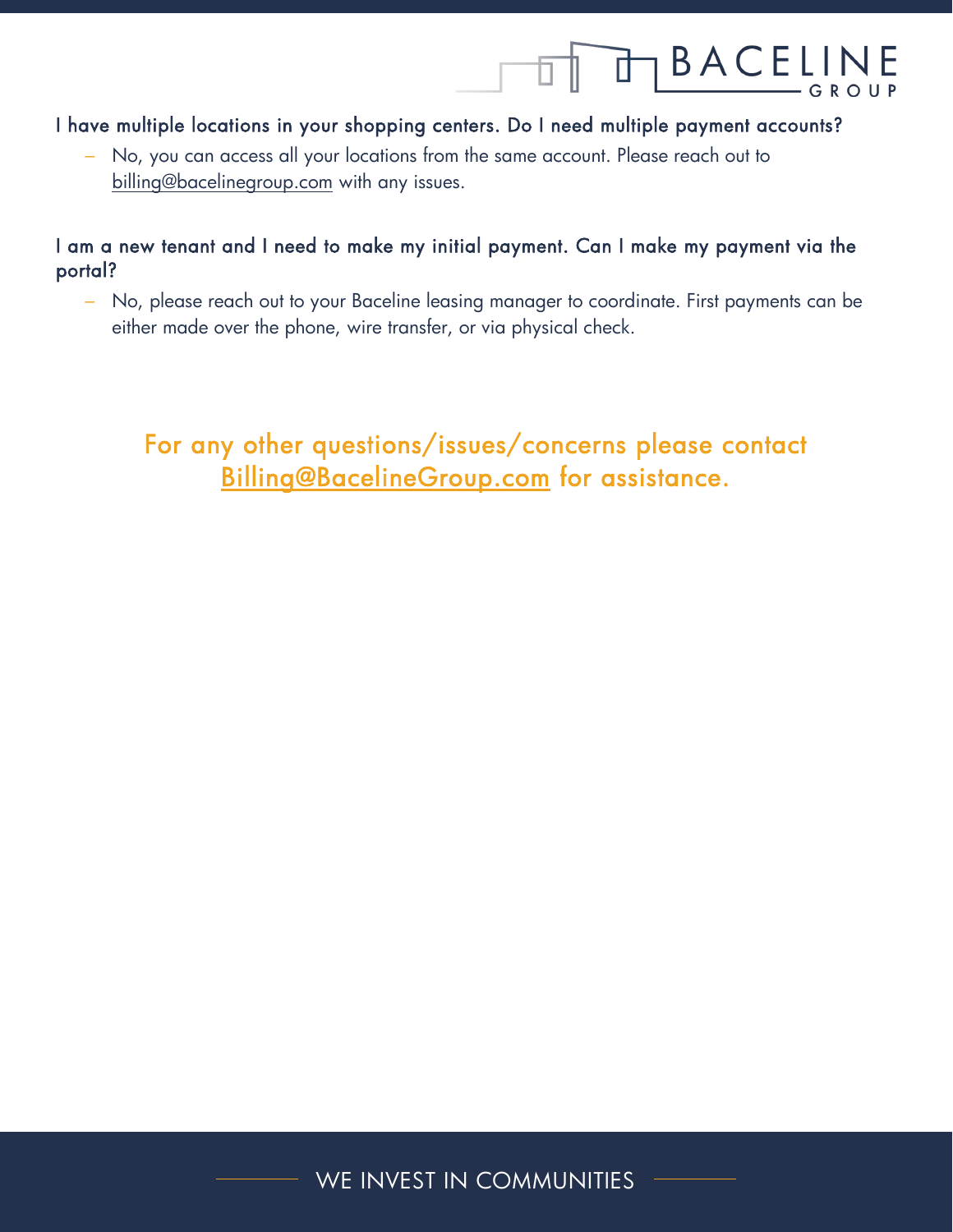**I have multiple locations in your shopping centers. Do I need multiple payment accounts?**

- No, you can access all your locations from the same account. Please reach out to billing@bacelinegroup.com with any issues.

**I am a new tenant and I need to make my initial payment. Can I make my payment via the portal?**

- No, please reach out to your Baceline leasing manager to coordinate. First payments can be either made over the phone, wire transfer, or via physical check.

For any other questions/issues/concerns please contact Billing@BacelineGroup.com for assistance.